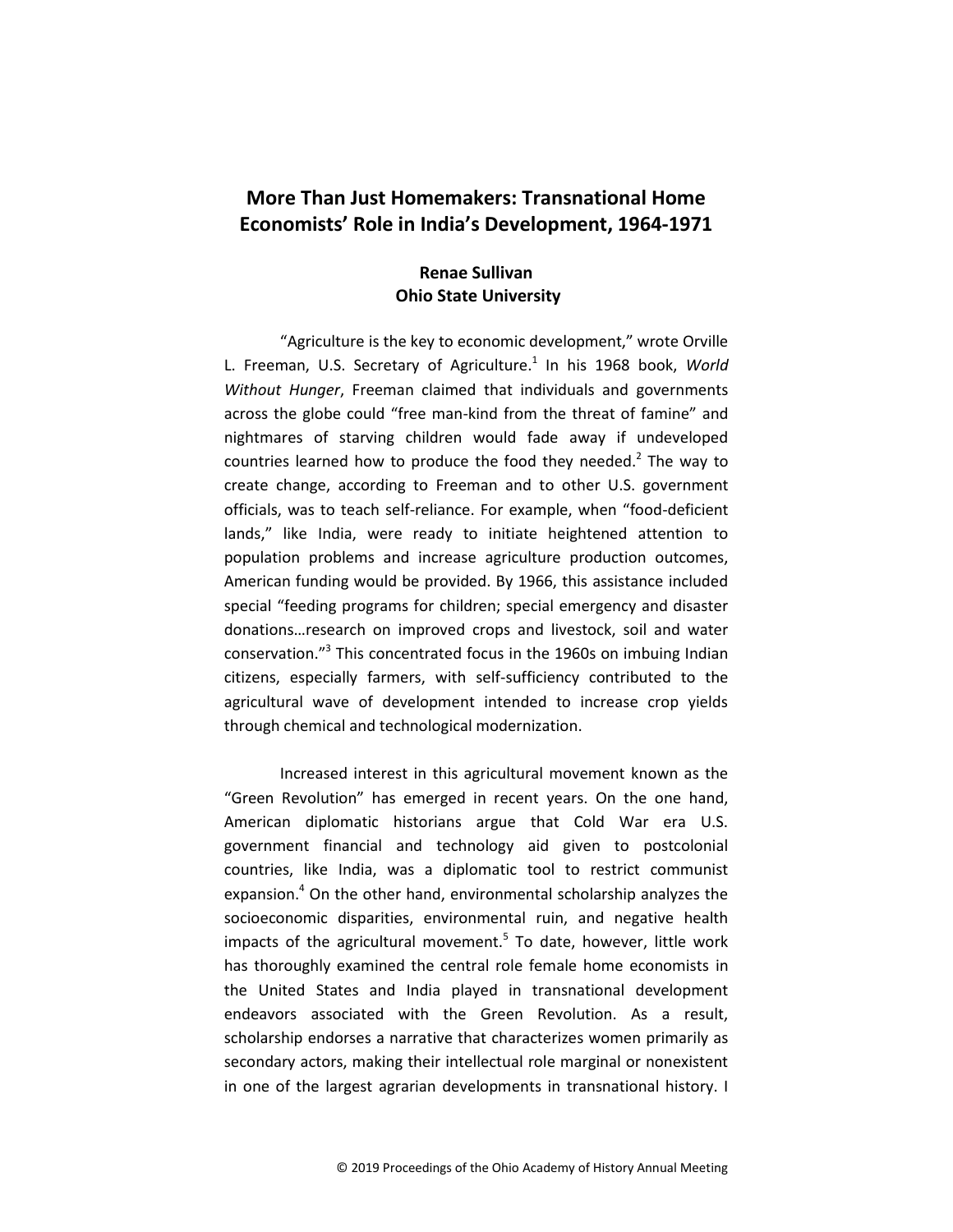# More Than Just Homemakers: Transnational Home Economists' Role in India's Development, 1964-1971

**Renae Sullivan**
**Ohio State University**

"Agriculture is the key to economic development," wrote Orville L. Freeman, U.S. Secretary of Agriculture.[1] In his 1968 book, *World Without Hunger*, Freeman claimed that individuals and governments across the globe could "free man-kind from the threat of famine" and nightmares of starving children would fade away if undeveloped countries learned how to produce the food they needed.[2] The way to create change, according to Freeman and to other U.S. government officials, was to teach self-reliance. For example, when "food-deficient lands," like India, were ready to initiate heightened attention to population problems and increase agriculture production outcomes, American funding would be provided. By 1966, this assistance included special "feeding programs for children; special emergency and disaster donations…research on improved crops and livestock, soil and water conservation."[3] This concentrated focus in the 1960s on imbuing Indian citizens, especially farmers, with self-sufficiency contributed to the agricultural wave of development intended to increase crop yields through chemical and technological modernization.

Increased interest in this agricultural movement known as the "Green Revolution" has emerged in recent years. On the one hand, American diplomatic historians argue that Cold War era U.S. government financial and technology aid given to postcolonial countries, like India, was a diplomatic tool to restrict communist expansion.[4] On the other hand, environmental scholarship analyzes the socioeconomic disparities, environmental ruin, and negative health impacts of the agricultural movement.[5] To date, however, little work has thoroughly examined the central role female home economists in the United States and India played in transnational development endeavors associated with the Green Revolution. As a result, scholarship endorses a narrative that characterizes women primarily as secondary actors, making their intellectual role marginal or nonexistent in one of the largest agrarian developments in transnational history. I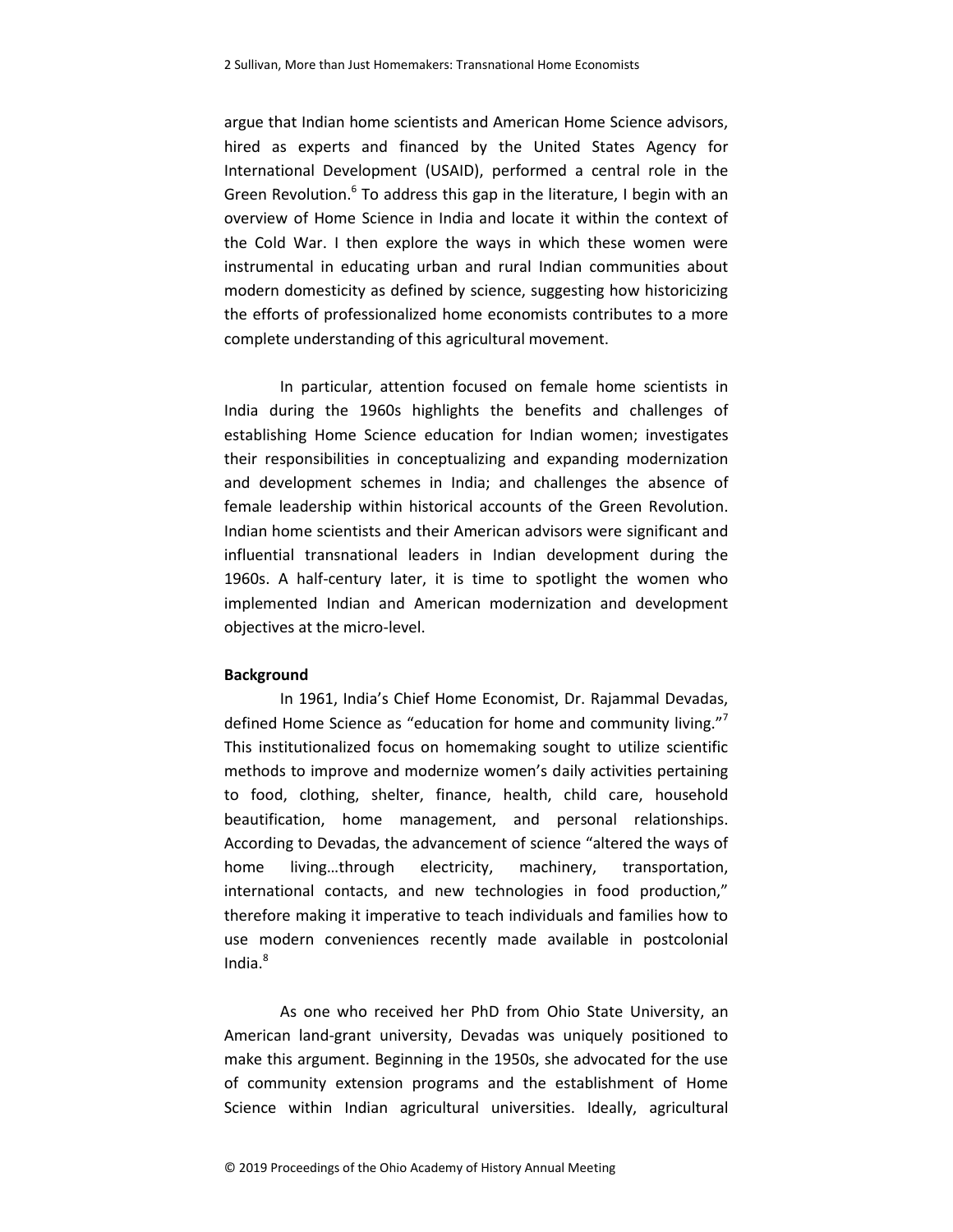argue that Indian home scientists and American Home Science advisors, hired as experts and financed by the United States Agency for International Development (USAID), performed a central role in the Green Revolution.[6] To address this gap in the literature, I begin with an overview of Home Science in India and locate it within the context of the Cold War. I then explore the ways in which these women were instrumental in educating urban and rural Indian communities about modern domesticity as defined by science, suggesting how historicizing the efforts of professionalized home economists contributes to a more complete understanding of this agricultural movement.

In particular, attention focused on female home scientists in India during the 1960s highlights the benefits and challenges of establishing Home Science education for Indian women; investigates their responsibilities in conceptualizing and expanding modernization and development schemes in India; and challenges the absence of female leadership within historical accounts of the Green Revolution. Indian home scientists and their American advisors were significant and influential transnational leaders in Indian development during the 1960s. A half-century later, it is time to spotlight the women who implemented Indian and American modernization and development objectives at the micro-level.

**Background**

In 1961, India's Chief Home Economist, Dr. Rajammal Devadas, defined Home Science as "education for home and community living."[7] This institutionalized focus on homemaking sought to utilize scientific methods to improve and modernize women's daily activities pertaining to food, clothing, shelter, finance, health, child care, household beautification, home management, and personal relationships. According to Devadas, the advancement of science "altered the ways of home living…through electricity, machinery, transportation, international contacts, and new technologies in food production," therefore making it imperative to teach individuals and families how to use modern conveniences recently made available in postcolonial India.[8]

As one who received her PhD from Ohio State University, an American land-grant university, Devadas was uniquely positioned to make this argument. Beginning in the 1950s, she advocated for the use of community extension programs and the establishment of Home Science within Indian agricultural universities. Ideally, agricultural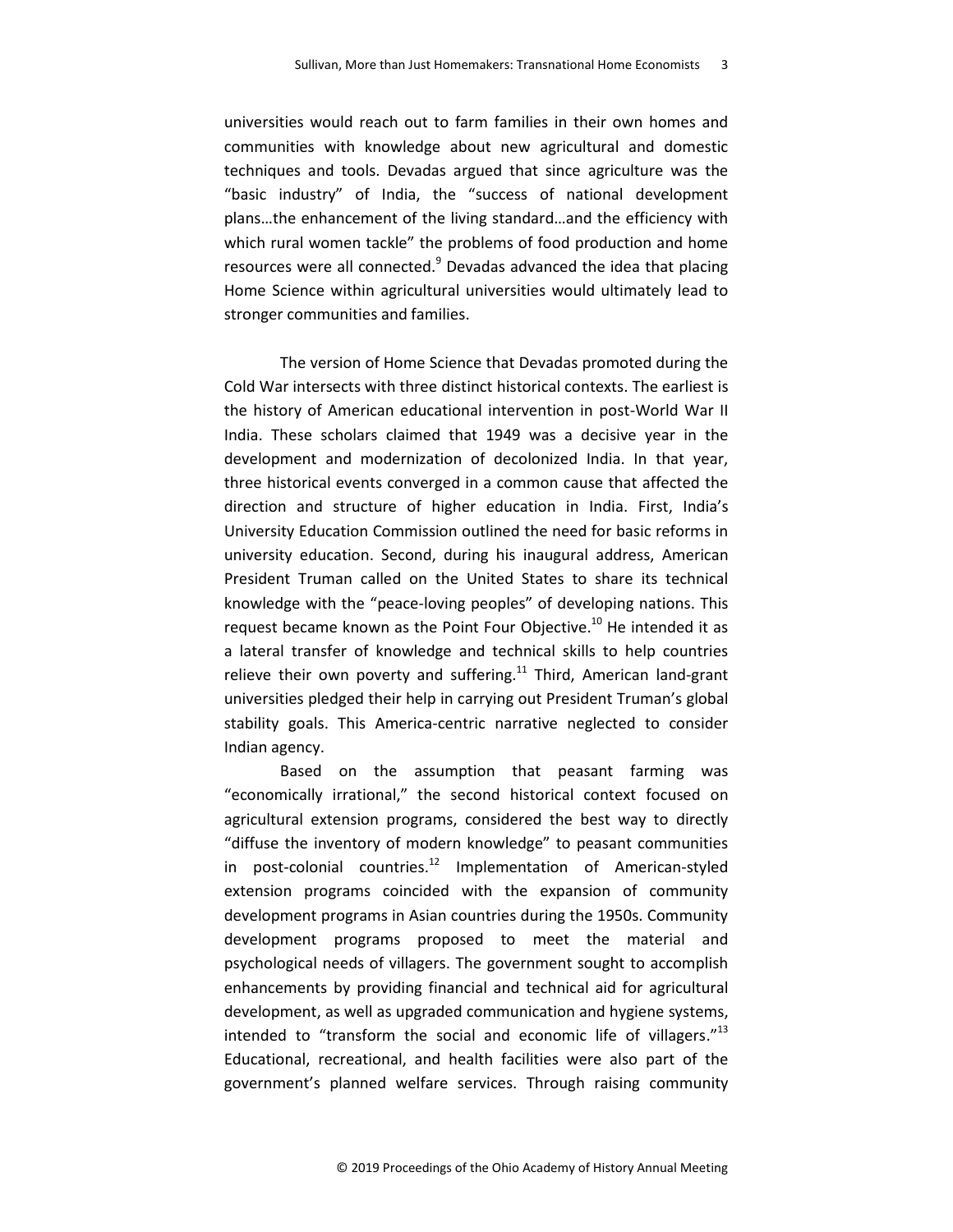universities would reach out to farm families in their own homes and communities with knowledge about new agricultural and domestic techniques and tools. Devadas argued that since agriculture was the "basic industry" of India, the "success of national development plans…the enhancement of the living standard…and the efficiency with which rural women tackle" the problems of food production and home resources were all connected.[9] Devadas advanced the idea that placing Home Science within agricultural universities would ultimately lead to stronger communities and families.

The version of Home Science that Devadas promoted during the Cold War intersects with three distinct historical contexts. The earliest is the history of American educational intervention in post-World War II India. These scholars claimed that 1949 was a decisive year in the development and modernization of decolonized India. In that year, three historical events converged in a common cause that affected the direction and structure of higher education in India. First, India's University Education Commission outlined the need for basic reforms in university education. Second, during his inaugural address, American President Truman called on the United States to share its technical knowledge with the "peace-loving peoples" of developing nations. This request became known as the Point Four Objective.[10] He intended it as a lateral transfer of knowledge and technical skills to help countries relieve their own poverty and suffering.[11] Third, American land-grant universities pledged their help in carrying out President Truman's global stability goals. This America-centric narrative neglected to consider Indian agency.

Based on the assumption that peasant farming was "economically irrational," the second historical context focused on agricultural extension programs, considered the best way to directly "diffuse the inventory of modern knowledge" to peasant communities in post-colonial countries.[12] Implementation of American-styled extension programs coincided with the expansion of community development programs in Asian countries during the 1950s. Community development programs proposed to meet the material and psychological needs of villagers. The government sought to accomplish enhancements by providing financial and technical aid for agricultural development, as well as upgraded communication and hygiene systems, intended to "transform the social and economic life of villagers."[13] Educational, recreational, and health facilities were also part of the government's planned welfare services. Through raising community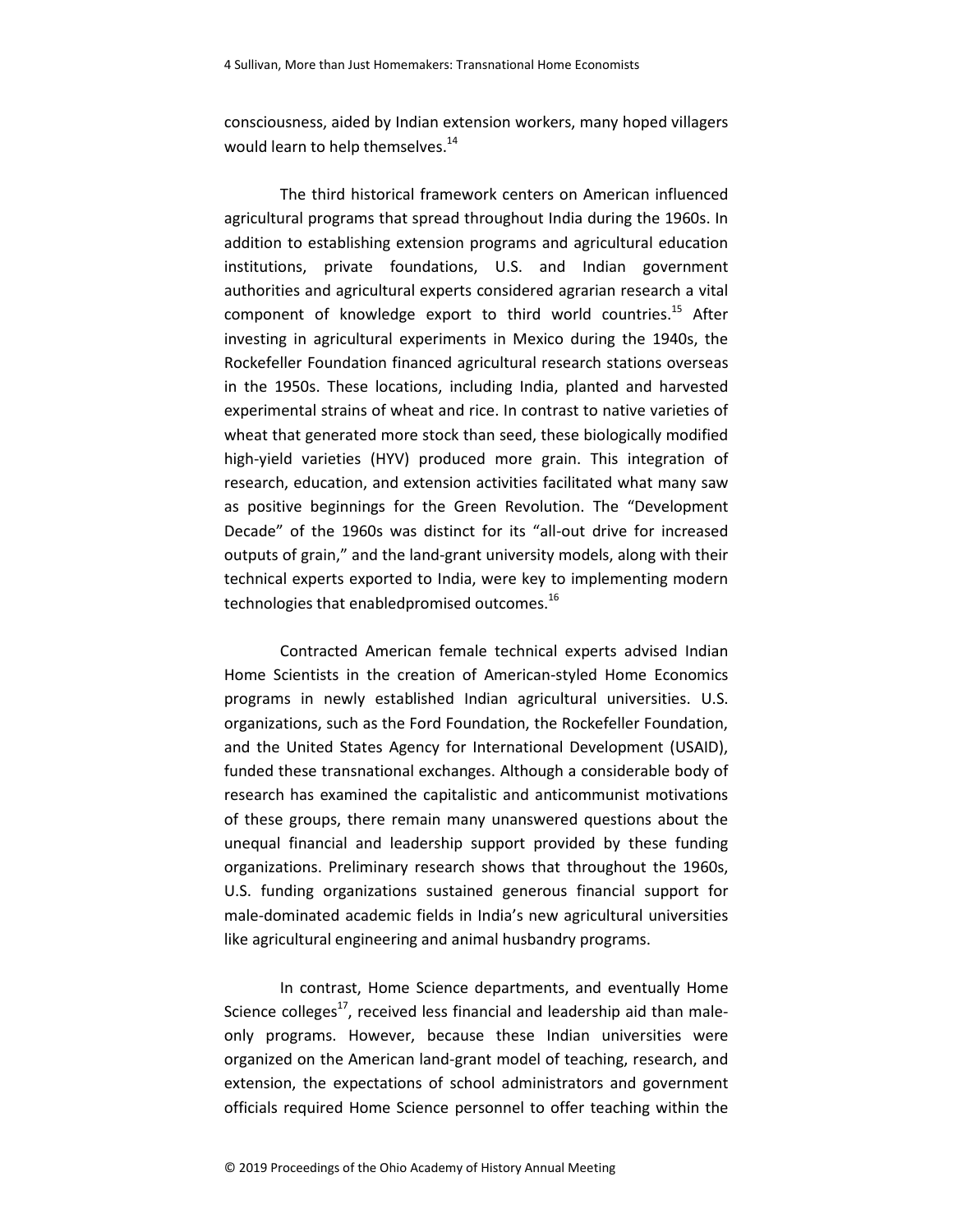consciousness, aided by Indian extension workers, many hoped villagers would learn to help themselves.[14]

The third historical framework centers on American influenced agricultural programs that spread throughout India during the 1960s. In addition to establishing extension programs and agricultural education institutions, private foundations, U.S. and Indian government authorities and agricultural experts considered agrarian research a vital component of knowledge export to third world countries.[15] After investing in agricultural experiments in Mexico during the 1940s, the Rockefeller Foundation financed agricultural research stations overseas in the 1950s. These locations, including India, planted and harvested experimental strains of wheat and rice. In contrast to native varieties of wheat that generated more stock than seed, these biologically modified high-yield varieties (HYV) produced more grain. This integration of research, education, and extension activities facilitated what many saw as positive beginnings for the Green Revolution. The "Development Decade" of the 1960s was distinct for its "all-out drive for increased outputs of grain," and the land-grant university models, along with their technical experts exported to India, were key to implementing modern technologies that enabledpromised outcomes.[16]

Contracted American female technical experts advised Indian Home Scientists in the creation of American-styled Home Economics programs in newly established Indian agricultural universities. U.S. organizations, such as the Ford Foundation, the Rockefeller Foundation, and the United States Agency for International Development (USAID), funded these transnational exchanges. Although a considerable body of research has examined the capitalistic and anticommunist motivations of these groups, there remain many unanswered questions about the unequal financial and leadership support provided by these funding organizations. Preliminary research shows that throughout the 1960s, U.S. funding organizations sustained generous financial support for male-dominated academic fields in India's new agricultural universities like agricultural engineering and animal husbandry programs.

In contrast, Home Science departments, and eventually Home Science colleges[17], received less financial and leadership aid than male-only programs. However, because these Indian universities were organized on the American land-grant model of teaching, research, and extension, the expectations of school administrators and government officials required Home Science personnel to offer teaching within the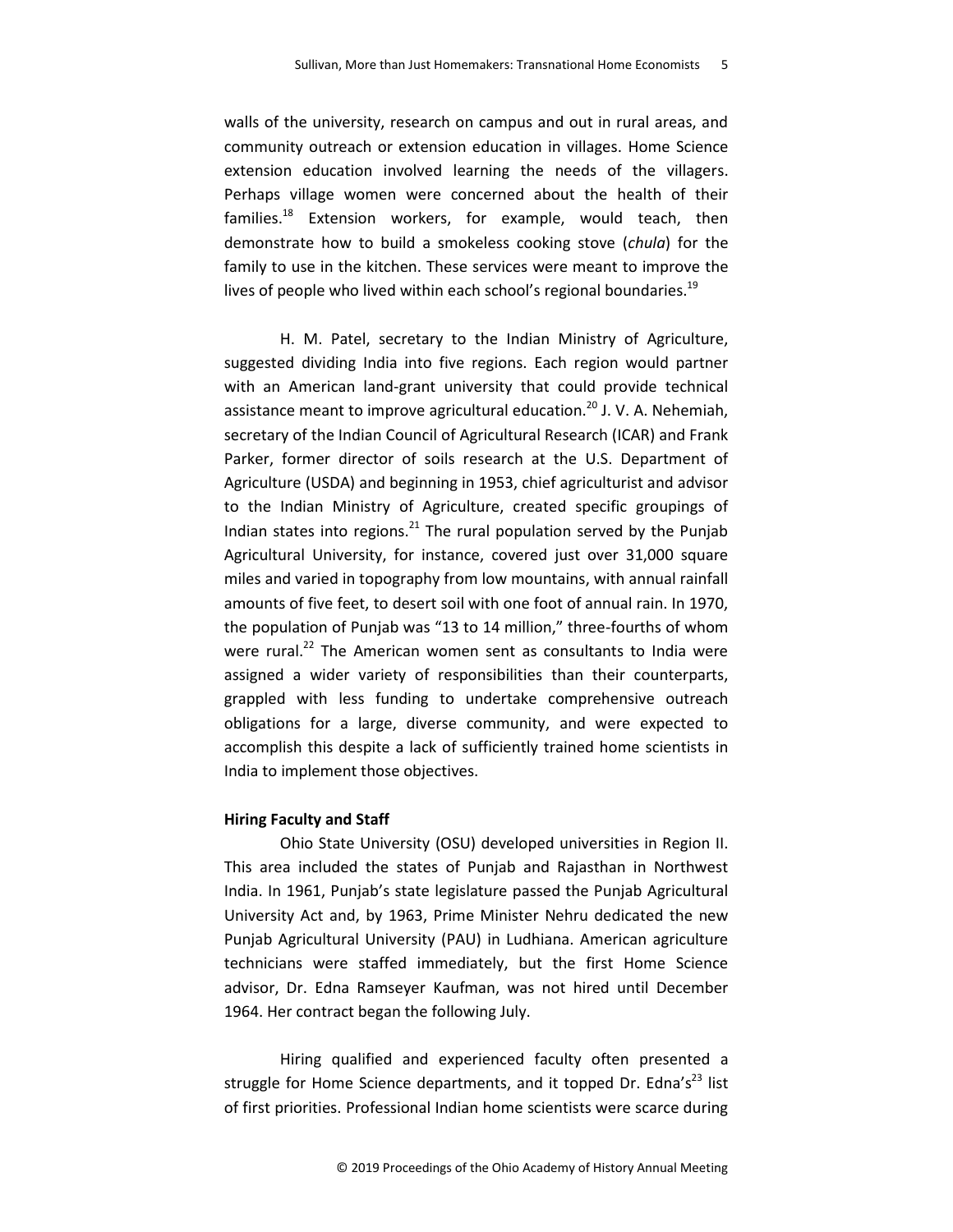walls of the university, research on campus and out in rural areas, and community outreach or extension education in villages. Home Science extension education involved learning the needs of the villagers. Perhaps village women were concerned about the health of their families.[18] Extension workers, for example, would teach, then demonstrate how to build a smokeless cooking stove (*chula*) for the family to use in the kitchen. These services were meant to improve the lives of people who lived within each school's regional boundaries.[19]

H. M. Patel, secretary to the Indian Ministry of Agriculture, suggested dividing India into five regions. Each region would partner with an American land-grant university that could provide technical assistance meant to improve agricultural education.[20] J. V. A. Nehemiah, secretary of the Indian Council of Agricultural Research (ICAR) and Frank Parker, former director of soils research at the U.S. Department of Agriculture (USDA) and beginning in 1953, chief agriculturist and advisor to the Indian Ministry of Agriculture, created specific groupings of Indian states into regions.[21] The rural population served by the Punjab Agricultural University, for instance, covered just over 31,000 square miles and varied in topography from low mountains, with annual rainfall amounts of five feet, to desert soil with one foot of annual rain. In 1970, the population of Punjab was "13 to 14 million," three-fourths of whom were rural.[22] The American women sent as consultants to India were assigned a wider variety of responsibilities than their counterparts, grappled with less funding to undertake comprehensive outreach obligations for a large, diverse community, and were expected to accomplish this despite a lack of sufficiently trained home scientists in India to implement those objectives.

**Hiring Faculty and Staff**

Ohio State University (OSU) developed universities in Region II. This area included the states of Punjab and Rajasthan in Northwest India. In 1961, Punjab's state legislature passed the Punjab Agricultural University Act and, by 1963, Prime Minister Nehru dedicated the new Punjab Agricultural University (PAU) in Ludhiana. American agriculture technicians were staffed immediately, but the first Home Science advisor, Dr. Edna Ramseyer Kaufman, was not hired until December 1964. Her contract began the following July.

Hiring qualified and experienced faculty often presented a struggle for Home Science departments, and it topped Dr. Edna's[23] list of first priorities. Professional Indian home scientists were scarce during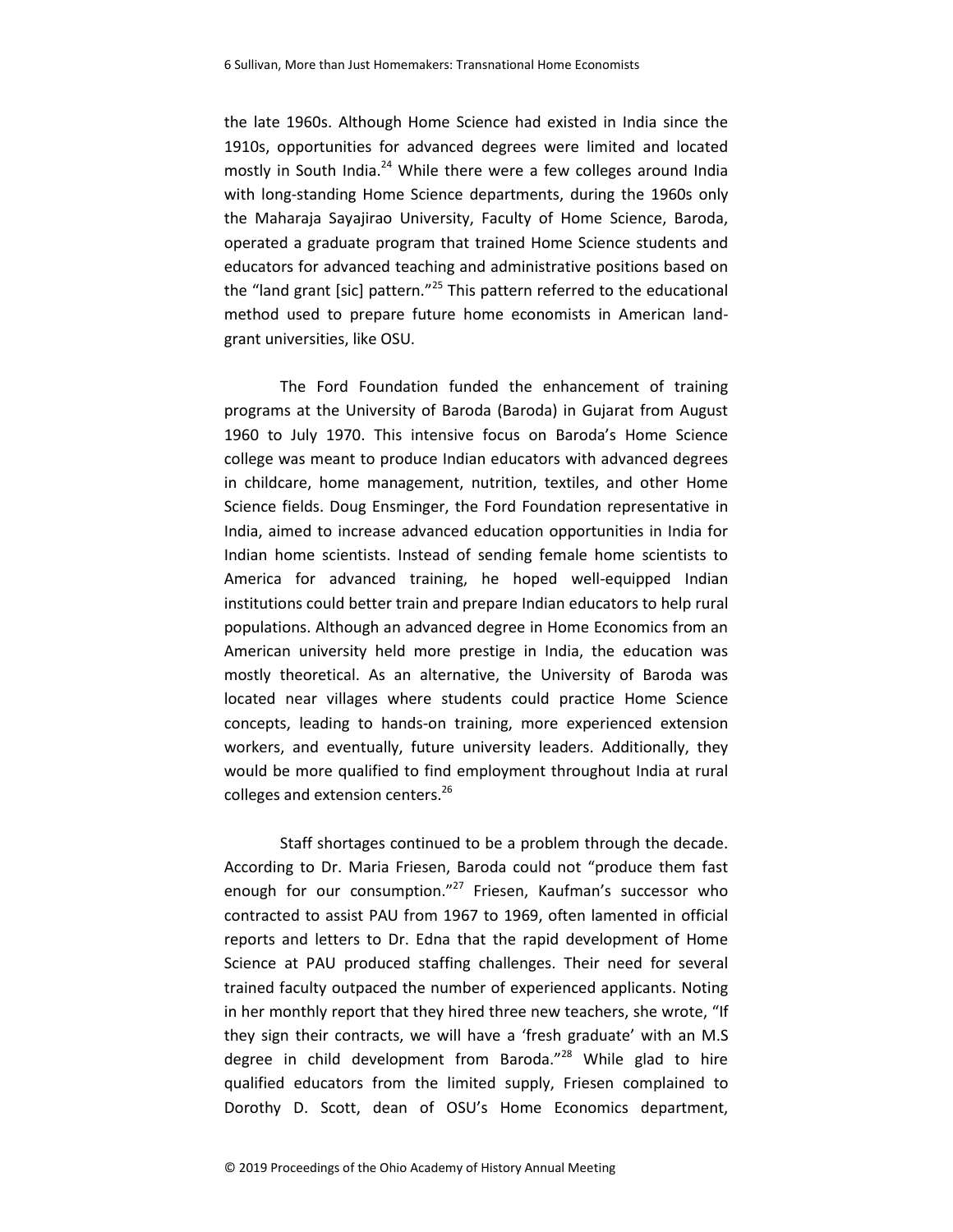the late 1960s. Although Home Science had existed in India since the 1910s, opportunities for advanced degrees were limited and located mostly in South India.[24] While there were a few colleges around India with long-standing Home Science departments, during the 1960s only the Maharaja Sayajirao University, Faculty of Home Science, Baroda, operated a graduate program that trained Home Science students and educators for advanced teaching and administrative positions based on the "land grant [sic] pattern."[25] This pattern referred to the educational method used to prepare future home economists in American land-grant universities, like OSU.

The Ford Foundation funded the enhancement of training programs at the University of Baroda (Baroda) in Gujarat from August 1960 to July 1970. This intensive focus on Baroda's Home Science college was meant to produce Indian educators with advanced degrees in childcare, home management, nutrition, textiles, and other Home Science fields. Doug Ensminger, the Ford Foundation representative in India, aimed to increase advanced education opportunities in India for Indian home scientists. Instead of sending female home scientists to America for advanced training, he hoped well-equipped Indian institutions could better train and prepare Indian educators to help rural populations. Although an advanced degree in Home Economics from an American university held more prestige in India, the education was mostly theoretical. As an alternative, the University of Baroda was located near villages where students could practice Home Science concepts, leading to hands-on training, more experienced extension workers, and eventually, future university leaders. Additionally, they would be more qualified to find employment throughout India at rural colleges and extension centers.[26]

Staff shortages continued to be a problem through the decade. According to Dr. Maria Friesen, Baroda could not "produce them fast enough for our consumption."[27] Friesen, Kaufman's successor who contracted to assist PAU from 1967 to 1969, often lamented in official reports and letters to Dr. Edna that the rapid development of Home Science at PAU produced staffing challenges. Their need for several trained faculty outpaced the number of experienced applicants. Noting in her monthly report that they hired three new teachers, she wrote, "If they sign their contracts, we will have a 'fresh graduate' with an M.S degree in child development from Baroda."[28] While glad to hire qualified educators from the limited supply, Friesen complained to Dorothy D. Scott, dean of OSU's Home Economics department,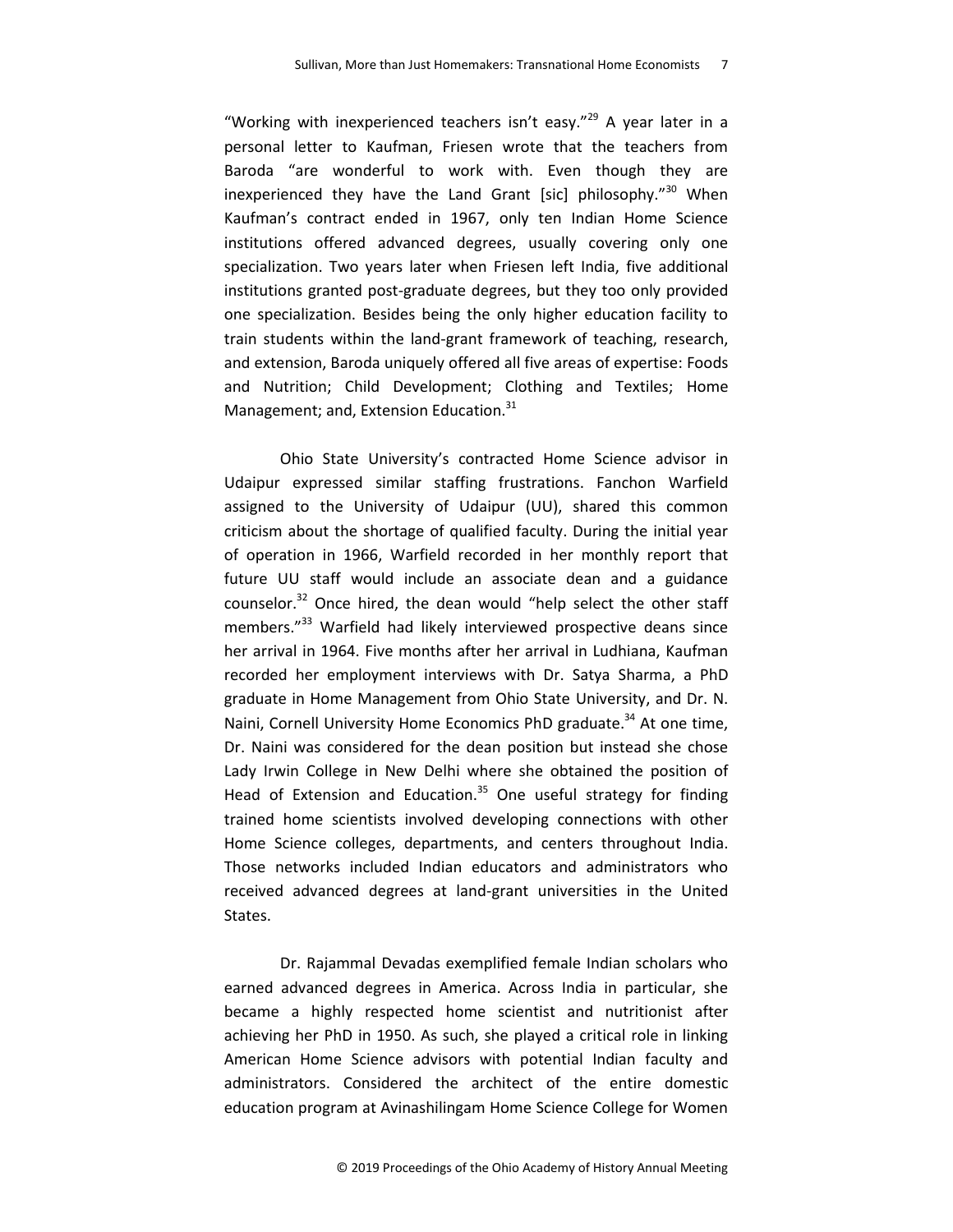"Working with inexperienced teachers isn't easy."[29] A year later in a personal letter to Kaufman, Friesen wrote that the teachers from Baroda "are wonderful to work with. Even though they are inexperienced they have the Land Grant [sic] philosophy."[30] When Kaufman's contract ended in 1967, only ten Indian Home Science institutions offered advanced degrees, usually covering only one specialization. Two years later when Friesen left India, five additional institutions granted post-graduate degrees, but they too only provided one specialization. Besides being the only higher education facility to train students within the land-grant framework of teaching, research, and extension, Baroda uniquely offered all five areas of expertise: Foods and Nutrition; Child Development; Clothing and Textiles; Home Management; and, Extension Education.[31]

Ohio State University's contracted Home Science advisor in Udaipur expressed similar staffing frustrations. Fanchon Warfield assigned to the University of Udaipur (UU), shared this common criticism about the shortage of qualified faculty. During the initial year of operation in 1966, Warfield recorded in her monthly report that future UU staff would include an associate dean and a guidance counselor.[32] Once hired, the dean would "help select the other staff members."[33] Warfield had likely interviewed prospective deans since her arrival in 1964. Five months after her arrival in Ludhiana, Kaufman recorded her employment interviews with Dr. Satya Sharma, a PhD graduate in Home Management from Ohio State University, and Dr. N. Naini, Cornell University Home Economics PhD graduate.[34] At one time, Dr. Naini was considered for the dean position but instead she chose Lady Irwin College in New Delhi where she obtained the position of Head of Extension and Education.[35] One useful strategy for finding trained home scientists involved developing connections with other Home Science colleges, departments, and centers throughout India. Those networks included Indian educators and administrators who received advanced degrees at land-grant universities in the United States.

Dr. Rajammal Devadas exemplified female Indian scholars who earned advanced degrees in America. Across India in particular, she became a highly respected home scientist and nutritionist after achieving her PhD in 1950. As such, she played a critical role in linking American Home Science advisors with potential Indian faculty and administrators. Considered the architect of the entire domestic education program at Avinashilingam Home Science College for Women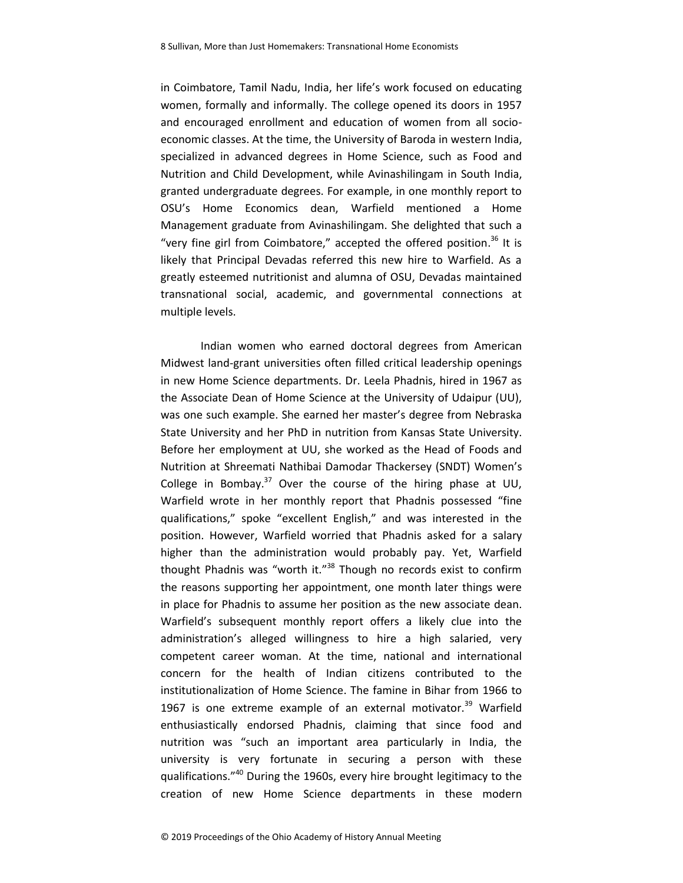in Coimbatore, Tamil Nadu, India, her life's work focused on educating women, formally and informally. The college opened its doors in 1957 and encouraged enrollment and education of women from all socio-economic classes. At the time, the University of Baroda in western India, specialized in advanced degrees in Home Science, such as Food and Nutrition and Child Development, while Avinashilingam in South India, granted undergraduate degrees. For example, in one monthly report to OSU's Home Economics dean, Warfield mentioned a Home Management graduate from Avinashilingam. She delighted that such a "very fine girl from Coimbatore," accepted the offered position.[36] It is likely that Principal Devadas referred this new hire to Warfield. As a greatly esteemed nutritionist and alumna of OSU, Devadas maintained transnational social, academic, and governmental connections at multiple levels.

Indian women who earned doctoral degrees from American Midwest land-grant universities often filled critical leadership openings in new Home Science departments. Dr. Leela Phadnis, hired in 1967 as the Associate Dean of Home Science at the University of Udaipur (UU), was one such example. She earned her master's degree from Nebraska State University and her PhD in nutrition from Kansas State University. Before her employment at UU, she worked as the Head of Foods and Nutrition at Shreemati Nathibai Damodar Thackersey (SNDT) Women's College in Bombay.[37] Over the course of the hiring phase at UU, Warfield wrote in her monthly report that Phadnis possessed "fine qualifications," spoke "excellent English," and was interested in the position. However, Warfield worried that Phadnis asked for a salary higher than the administration would probably pay. Yet, Warfield thought Phadnis was "worth it."[38] Though no records exist to confirm the reasons supporting her appointment, one month later things were in place for Phadnis to assume her position as the new associate dean. Warfield's subsequent monthly report offers a likely clue into the administration's alleged willingness to hire a high salaried, very competent career woman. At the time, national and international concern for the health of Indian citizens contributed to the institutionalization of Home Science. The famine in Bihar from 1966 to 1967 is one extreme example of an external motivator.[39] Warfield enthusiastically endorsed Phadnis, claiming that since food and nutrition was "such an important area particularly in India, the university is very fortunate in securing a person with these qualifications."[40] During the 1960s, every hire brought legitimacy to the creation of new Home Science departments in these modern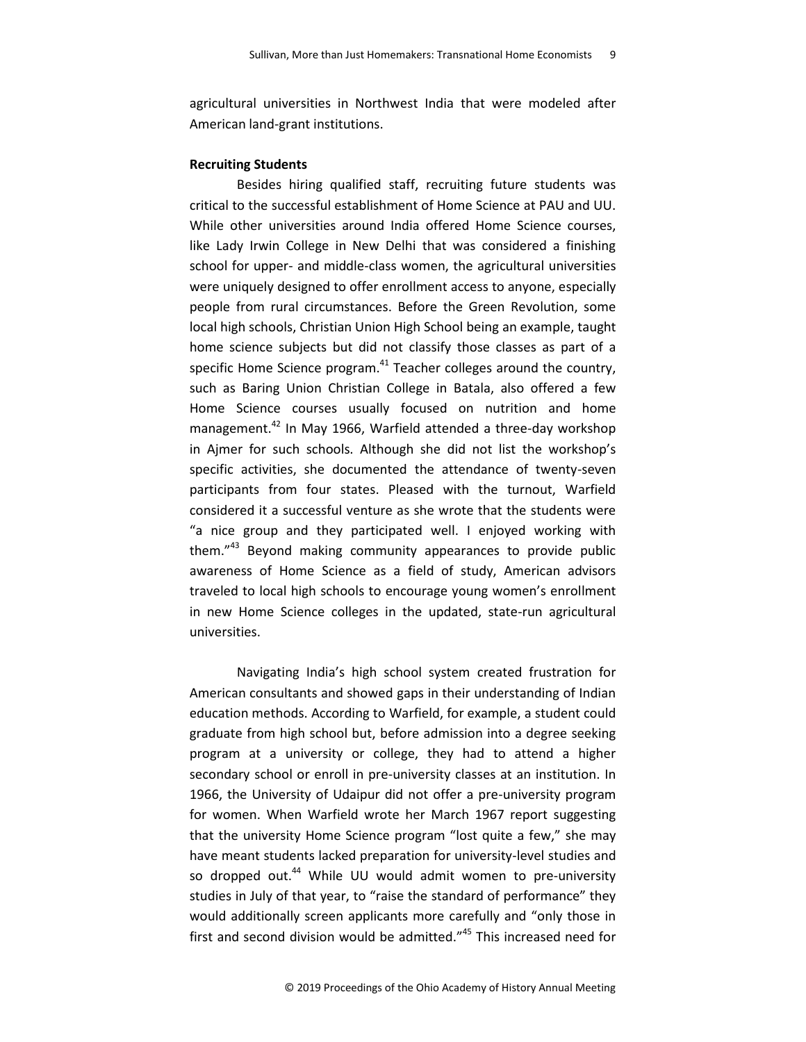agricultural universities in Northwest India that were modeled after American land-grant institutions.

**Recruiting Students**

Besides hiring qualified staff, recruiting future students was critical to the successful establishment of Home Science at PAU and UU. While other universities around India offered Home Science courses, like Lady Irwin College in New Delhi that was considered a finishing school for upper- and middle-class women, the agricultural universities were uniquely designed to offer enrollment access to anyone, especially people from rural circumstances. Before the Green Revolution, some local high schools, Christian Union High School being an example, taught home science subjects but did not classify those classes as part of a specific Home Science program.[41] Teacher colleges around the country, such as Baring Union Christian College in Batala, also offered a few Home Science courses usually focused on nutrition and home management.[42] In May 1966, Warfield attended a three-day workshop in Ajmer for such schools. Although she did not list the workshop's specific activities, she documented the attendance of twenty-seven participants from four states. Pleased with the turnout, Warfield considered it a successful venture as she wrote that the students were "a nice group and they participated well. I enjoyed working with them."[43] Beyond making community appearances to provide public awareness of Home Science as a field of study, American advisors traveled to local high schools to encourage young women's enrollment in new Home Science colleges in the updated, state-run agricultural universities.

Navigating India's high school system created frustration for American consultants and showed gaps in their understanding of Indian education methods. According to Warfield, for example, a student could graduate from high school but, before admission into a degree seeking program at a university or college, they had to attend a higher secondary school or enroll in pre-university classes at an institution. In 1966, the University of Udaipur did not offer a pre-university program for women. When Warfield wrote her March 1967 report suggesting that the university Home Science program "lost quite a few," she may have meant students lacked preparation for university-level studies and so dropped out.[44] While UU would admit women to pre-university studies in July of that year, to "raise the standard of performance" they would additionally screen applicants more carefully and "only those in first and second division would be admitted."[45] This increased need for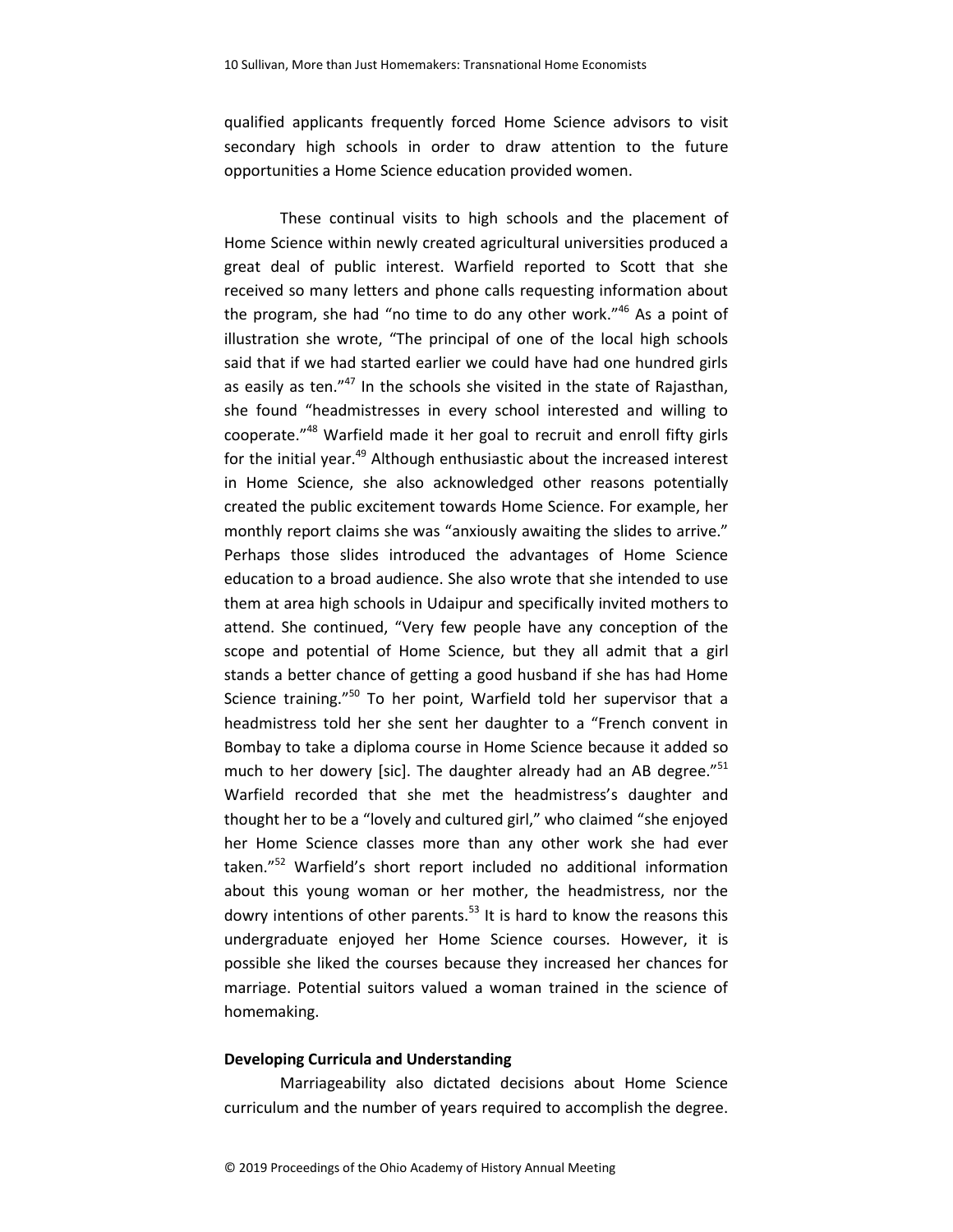qualified applicants frequently forced Home Science advisors to visit secondary high schools in order to draw attention to the future opportunities a Home Science education provided women.

These continual visits to high schools and the placement of Home Science within newly created agricultural universities produced a great deal of public interest. Warfield reported to Scott that she received so many letters and phone calls requesting information about the program, she had "no time to do any other work."[46] As a point of illustration she wrote, "The principal of one of the local high schools said that if we had started earlier we could have had one hundred girls as easily as ten."[47] In the schools she visited in the state of Rajasthan, she found "headmistresses in every school interested and willing to cooperate."[48] Warfield made it her goal to recruit and enroll fifty girls for the initial year.[49] Although enthusiastic about the increased interest in Home Science, she also acknowledged other reasons potentially created the public excitement towards Home Science. For example, her monthly report claims she was "anxiously awaiting the slides to arrive." Perhaps those slides introduced the advantages of Home Science education to a broad audience. She also wrote that she intended to use them at area high schools in Udaipur and specifically invited mothers to attend. She continued, "Very few people have any conception of the scope and potential of Home Science, but they all admit that a girl stands a better chance of getting a good husband if she has had Home Science training."[50] To her point, Warfield told her supervisor that a headmistress told her she sent her daughter to a "French convent in Bombay to take a diploma course in Home Science because it added so much to her dowery [sic]. The daughter already had an AB degree."[51] Warfield recorded that she met the headmistress's daughter and thought her to be a "lovely and cultured girl," who claimed "she enjoyed her Home Science classes more than any other work she had ever taken."[52] Warfield's short report included no additional information about this young woman or her mother, the headmistress, nor the dowry intentions of other parents.[53] It is hard to know the reasons this undergraduate enjoyed her Home Science courses. However, it is possible she liked the courses because they increased her chances for marriage. Potential suitors valued a woman trained in the science of homemaking.

**Developing Curricula and Understanding**

Marriageability also dictated decisions about Home Science curriculum and the number of years required to accomplish the degree.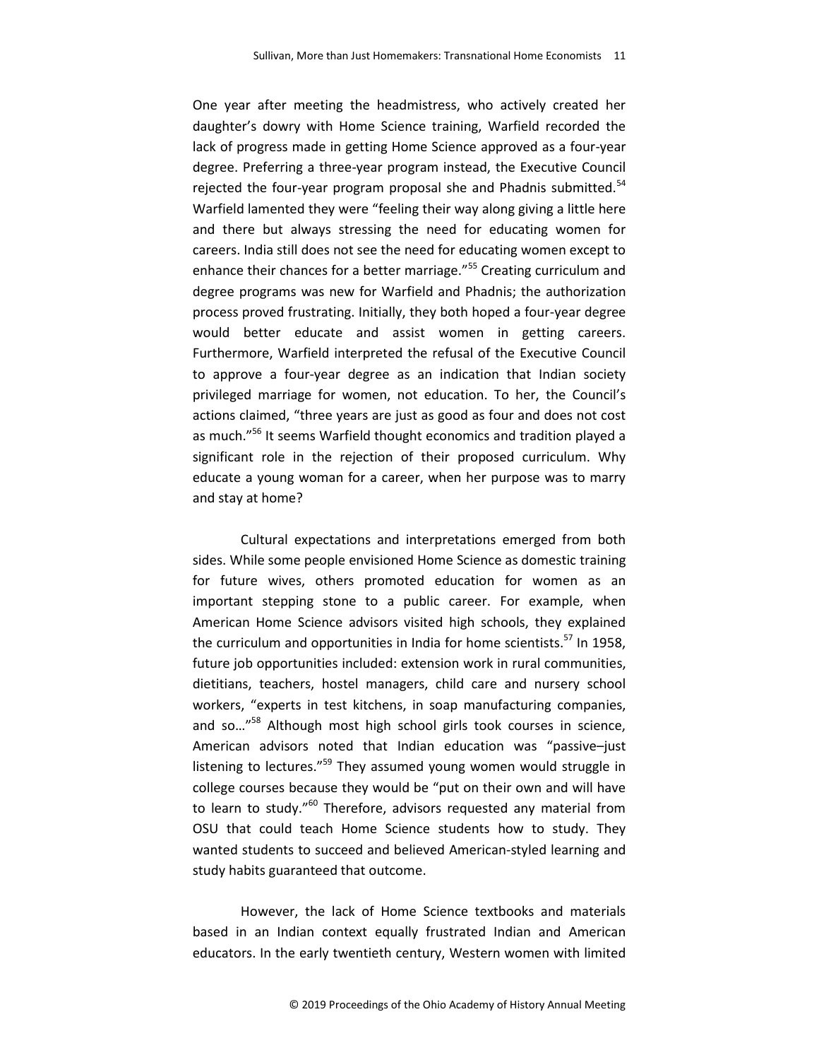One year after meeting the headmistress, who actively created her daughter's dowry with Home Science training, Warfield recorded the lack of progress made in getting Home Science approved as a four-year degree. Preferring a three-year program instead, the Executive Council rejected the four-year program proposal she and Phadnis submitted.[54] Warfield lamented they were "feeling their way along giving a little here and there but always stressing the need for educating women for careers. India still does not see the need for educating women except to enhance their chances for a better marriage."[55] Creating curriculum and degree programs was new for Warfield and Phadnis; the authorization process proved frustrating. Initially, they both hoped a four-year degree would better educate and assist women in getting careers. Furthermore, Warfield interpreted the refusal of the Executive Council to approve a four-year degree as an indication that Indian society privileged marriage for women, not education. To her, the Council's actions claimed, "three years are just as good as four and does not cost as much."[56] It seems Warfield thought economics and tradition played a significant role in the rejection of their proposed curriculum. Why educate a young woman for a career, when her purpose was to marry and stay at home?

Cultural expectations and interpretations emerged from both sides. While some people envisioned Home Science as domestic training for future wives, others promoted education for women as an important stepping stone to a public career. For example, when American Home Science advisors visited high schools, they explained the curriculum and opportunities in India for home scientists.[57] In 1958, future job opportunities included: extension work in rural communities, dietitians, teachers, hostel managers, child care and nursery school workers, "experts in test kitchens, in soap manufacturing companies, and so…"[58] Although most high school girls took courses in science, American advisors noted that Indian education was "passive–just listening to lectures."[59] They assumed young women would struggle in college courses because they would be "put on their own and will have to learn to study."[60] Therefore, advisors requested any material from OSU that could teach Home Science students how to study. They wanted students to succeed and believed American-styled learning and study habits guaranteed that outcome.

However, the lack of Home Science textbooks and materials based in an Indian context equally frustrated Indian and American educators. In the early twentieth century, Western women with limited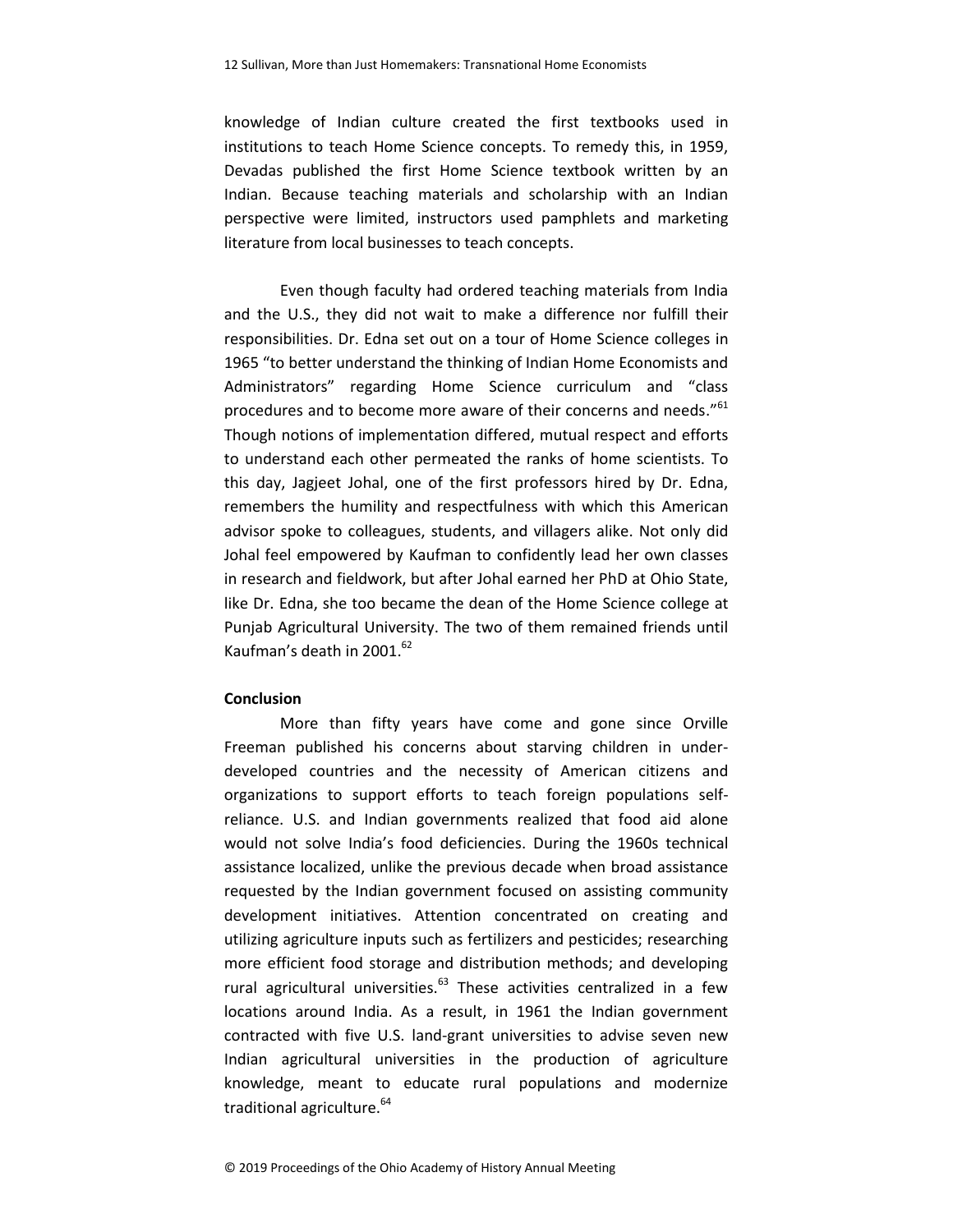knowledge of Indian culture created the first textbooks used in institutions to teach Home Science concepts. To remedy this, in 1959, Devadas published the first Home Science textbook written by an Indian. Because teaching materials and scholarship with an Indian perspective were limited, instructors used pamphlets and marketing literature from local businesses to teach concepts.

Even though faculty had ordered teaching materials from India and the U.S., they did not wait to make a difference nor fulfill their responsibilities. Dr. Edna set out on a tour of Home Science colleges in 1965 "to better understand the thinking of Indian Home Economists and Administrators" regarding Home Science curriculum and "class procedures and to become more aware of their concerns and needs."[61] Though notions of implementation differed, mutual respect and efforts to understand each other permeated the ranks of home scientists. To this day, Jagjeet Johal, one of the first professors hired by Dr. Edna, remembers the humility and respectfulness with which this American advisor spoke to colleagues, students, and villagers alike. Not only did Johal feel empowered by Kaufman to confidently lead her own classes in research and fieldwork, but after Johal earned her PhD at Ohio State, like Dr. Edna, she too became the dean of the Home Science college at Punjab Agricultural University. The two of them remained friends until Kaufman's death in 2001.[62]

## Conclusion

More than fifty years have come and gone since Orville Freeman published his concerns about starving children in under-developed countries and the necessity of American citizens and organizations to support efforts to teach foreign populations self-reliance. U.S. and Indian governments realized that food aid alone would not solve India's food deficiencies. During the 1960s technical assistance localized, unlike the previous decade when broad assistance requested by the Indian government focused on assisting community development initiatives. Attention concentrated on creating and utilizing agriculture inputs such as fertilizers and pesticides; researching more efficient food storage and distribution methods; and developing rural agricultural universities.[63] These activities centralized in a few locations around India. As a result, in 1961 the Indian government contracted with five U.S. land-grant universities to advise seven new Indian agricultural universities in the production of agriculture knowledge, meant to educate rural populations and modernize traditional agriculture.[64]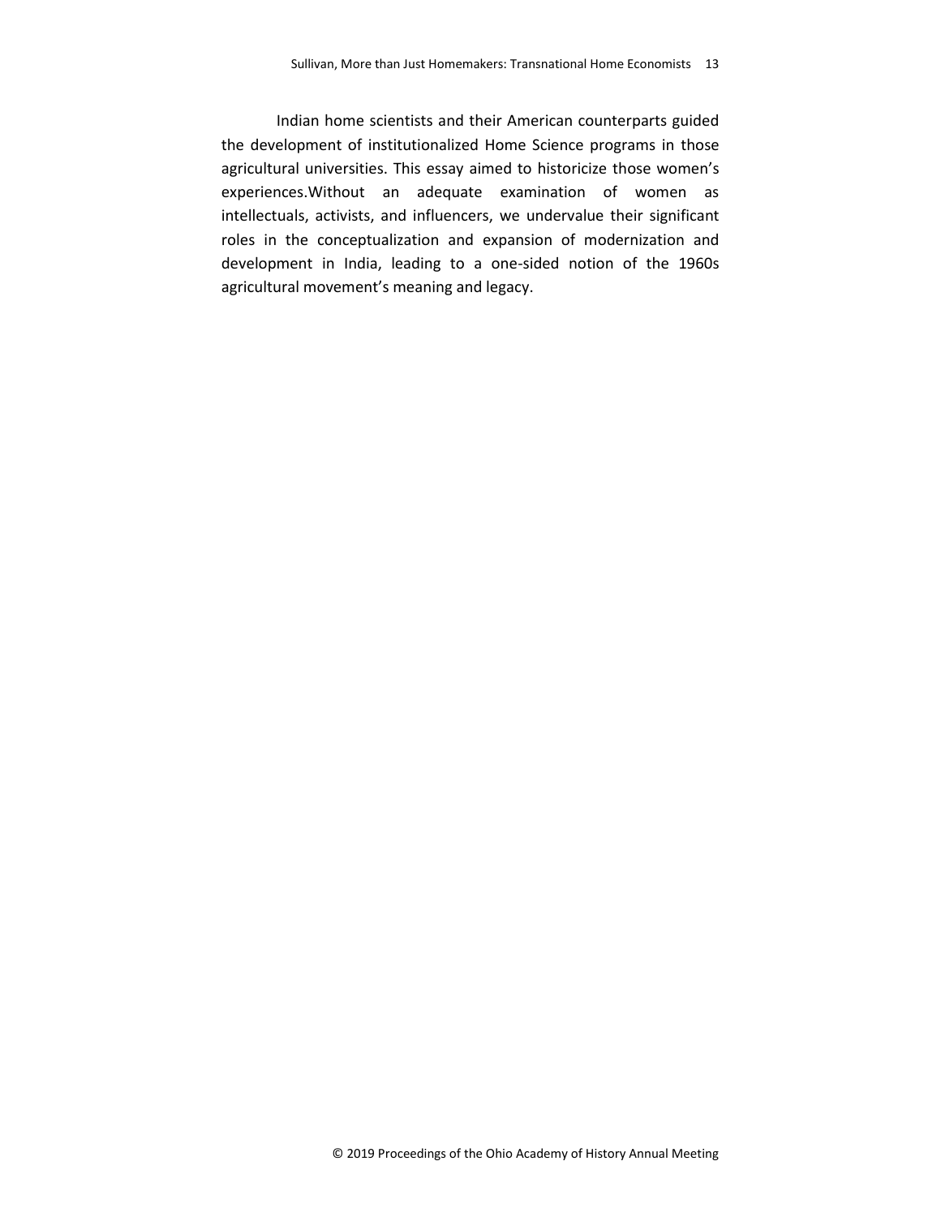Indian home scientists and their American counterparts guided the development of institutionalized Home Science programs in those agricultural universities. This essay aimed to historicize those women's experiences.Without an adequate examination of women as intellectuals, activists, and influencers, we undervalue their significant roles in the conceptualization and expansion of modernization and development in India, leading to a one-sided notion of the 1960s agricultural movement's meaning and legacy.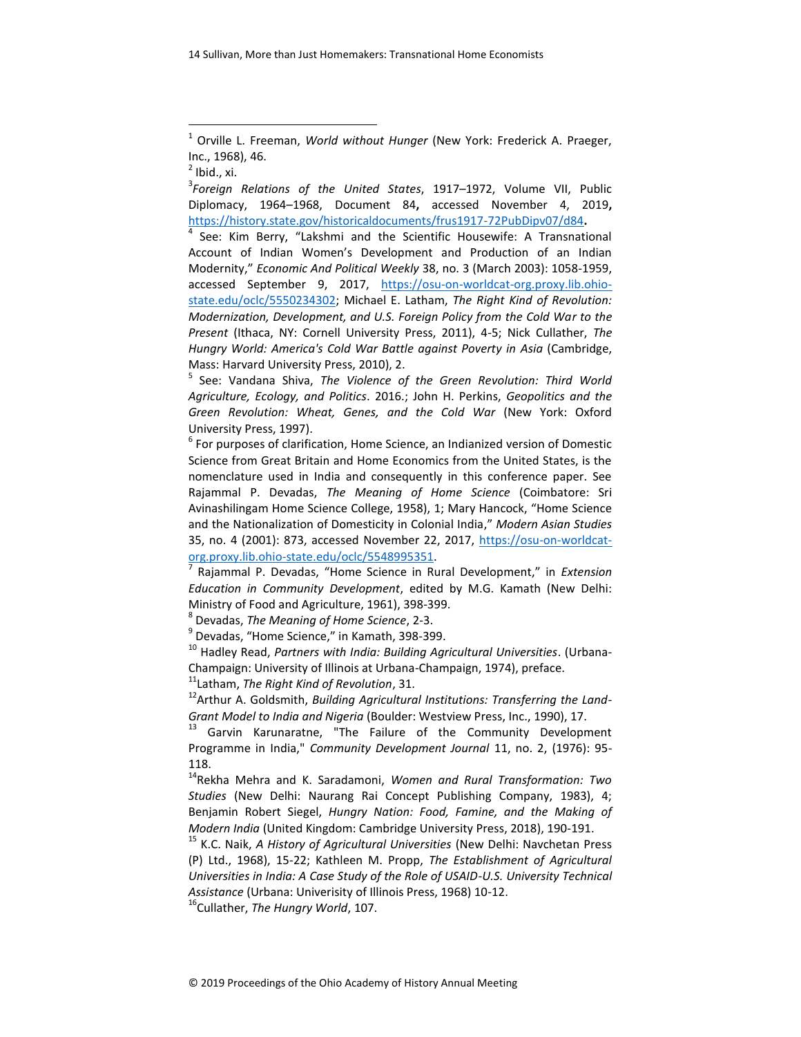[1] Orville L. Freeman, *World without Hunger* (New York: Frederick A. Praeger, Inc., 1968), 46.

[2] Ibid., xi.

[3] *Foreign Relations of the United States*, 1917–1972, Volume VII, Public Diplomacy, 1964–1968, Document 84**,** accessed November 4, 2019**,** https://history.state.gov/historicaldocuments/frus1917-72PubDipv07/d84**.**

[4] See: Kim Berry, "Lakshmi and the Scientific Housewife: A Transnational Account of Indian Women's Development and Production of an Indian Modernity," *Economic And Political Weekly* 38, no. 3 (March 2003): 1058-1959, accessed September 9, 2017, https://osu-on-worldcat-org.proxy.lib.ohio-state.edu/oclc/5550234302; Michael E. Latham, *The Right Kind of Revolution: Modernization, Development, and U.S. Foreign Policy from the Cold War to the Present* (Ithaca, NY: Cornell University Press, 2011), 4-5; Nick Cullather, *The Hungry World: America's Cold War Battle against Poverty in Asia* (Cambridge, Mass: Harvard University Press, 2010), 2.

[5] See: Vandana Shiva, *The Violence of the Green Revolution: Third World Agriculture, Ecology, and Politics*. 2016.; John H. Perkins, *Geopolitics and the Green Revolution: Wheat, Genes, and the Cold War* (New York: Oxford University Press, 1997).

[6] For purposes of clarification, Home Science, an Indianized version of Domestic Science from Great Britain and Home Economics from the United States, is the nomenclature used in India and consequently in this conference paper. See Rajammal P. Devadas, *The Meaning of Home Science* (Coimbatore: Sri Avinashilingam Home Science College, 1958), 1; Mary Hancock, "Home Science and the Nationalization of Domesticity in Colonial India," *Modern Asian Studies* 35, no. 4 (2001): 873, accessed November 22, 2017, https://osu-on-worldcat-org.proxy.lib.ohio-state.edu/oclc/5548995351.

[7] Rajammal P. Devadas, "Home Science in Rural Development," in *Extension Education in Community Development*, edited by M.G. Kamath (New Delhi: Ministry of Food and Agriculture, 1961), 398-399.

[8] Devadas, *The Meaning of Home Science*, 2-3.

[9] Devadas, "Home Science," in Kamath, 398-399.

[10] Hadley Read, *Partners with India: Building Agricultural Universities*. (Urbana-Champaign: University of Illinois at Urbana-Champaign, 1974), preface.

[11] Latham, *The Right Kind of Revolution*, 31.

[12] Arthur A. Goldsmith, *Building Agricultural Institutions: Transferring the Land-Grant Model to India and Nigeria* (Boulder: Westview Press, Inc., 1990), 17.

[13] Garvin Karunaratne, "The Failure of the Community Development Programme in India," *Community Development Journal* 11, no. 2, (1976): 95-118.

[14] Rekha Mehra and K. Saradamoni, *Women and Rural Transformation: Two Studies* (New Delhi: Naurang Rai Concept Publishing Company, 1983), 4; Benjamin Robert Siegel, *Hungry Nation: Food, Famine, and the Making of Modern India* (United Kingdom: Cambridge University Press, 2018), 190-191.

[15] K.C. Naik, *A History of Agricultural Universities* (New Delhi: Navchetan Press (P) Ltd., 1968), 15-22; Kathleen M. Propp, *The Establishment of Agricultural Universities in India: A Case Study of the Role of USAID-U.S. University Technical Assistance* (Urbana: Univerisity of Illinois Press, 1968) 10-12.

[16] Cullather, *The Hungry World*, 107.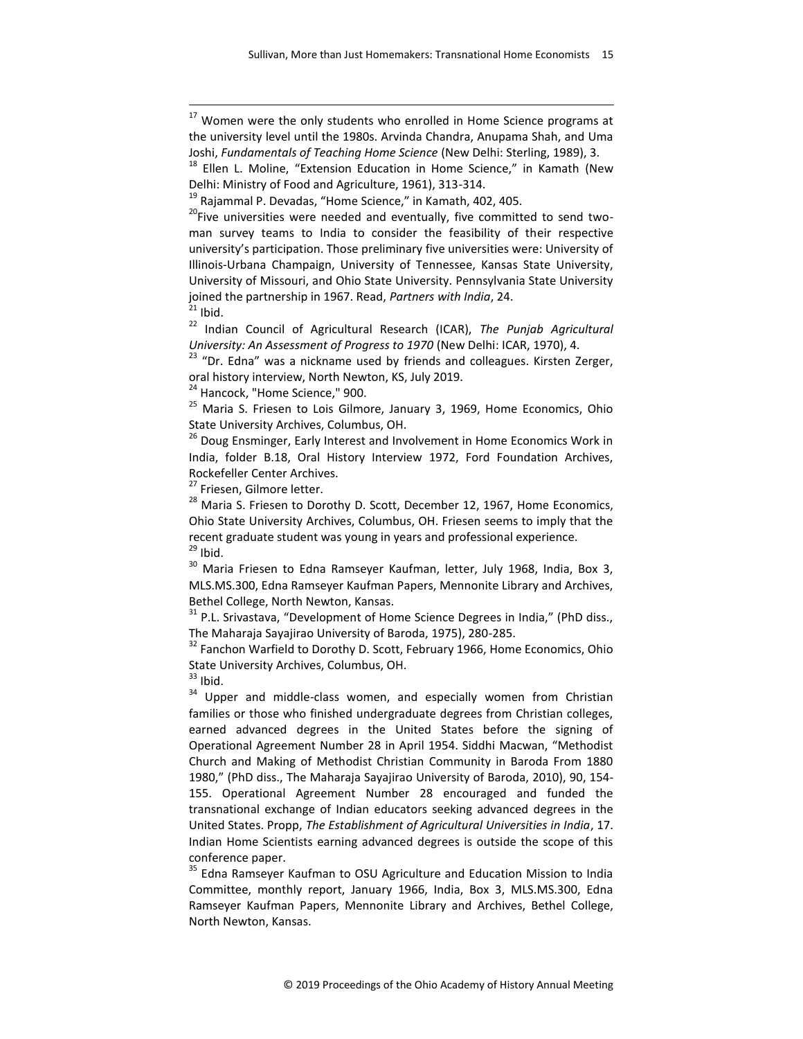[17] Women were the only students who enrolled in Home Science programs at the university level until the 1980s. Arvinda Chandra, Anupama Shah, and Uma Joshi, *Fundamentals of Teaching Home Science* (New Delhi: Sterling, 1989), 3.

[18] Ellen L. Moline, "Extension Education in Home Science," in Kamath (New Delhi: Ministry of Food and Agriculture, 1961), 313-314.

[19] Rajammal P. Devadas, "Home Science," in Kamath, 402, 405.

[20] Five universities were needed and eventually, five committed to send two-man survey teams to India to consider the feasibility of their respective university's participation. Those preliminary five universities were: University of Illinois-Urbana Champaign, University of Tennessee, Kansas State University, University of Missouri, and Ohio State University. Pennsylvania State University joined the partnership in 1967. Read, *Partners with India*, 24.

[21] Ibid.

[22] Indian Council of Agricultural Research (ICAR), *The Punjab Agricultural University: An Assessment of Progress to 1970* (New Delhi: ICAR, 1970), 4.

[23] "Dr. Edna" was a nickname used by friends and colleagues. Kirsten Zerger, oral history interview, North Newton, KS, July 2019.

[24] Hancock, "Home Science," 900.

[25] Maria S. Friesen to Lois Gilmore, January 3, 1969, Home Economics, Ohio State University Archives, Columbus, OH.

[26] Doug Ensminger, Early Interest and Involvement in Home Economics Work in India, folder B.18, Oral History Interview 1972, Ford Foundation Archives, Rockefeller Center Archives.

[27] Friesen, Gilmore letter.

[28] Maria S. Friesen to Dorothy D. Scott, December 12, 1967, Home Economics, Ohio State University Archives, Columbus, OH. Friesen seems to imply that the recent graduate student was young in years and professional experience.

[29] Ibid.

[30] Maria Friesen to Edna Ramseyer Kaufman, letter, July 1968, India, Box 3, MLS.MS.300, Edna Ramseyer Kaufman Papers, Mennonite Library and Archives, Bethel College, North Newton, Kansas.

[31] P.L. Srivastava, "Development of Home Science Degrees in India," (PhD diss., The Maharaja Sayajirao University of Baroda, 1975), 280-285.

[32] Fanchon Warfield to Dorothy D. Scott, February 1966, Home Economics, Ohio State University Archives, Columbus, OH.

[33] Ibid.

[34] Upper and middle-class women, and especially women from Christian families or those who finished undergraduate degrees from Christian colleges, earned advanced degrees in the United States before the signing of Operational Agreement Number 28 in April 1954. Siddhi Macwan, "Methodist Church and Making of Methodist Christian Community in Baroda From 1880 1980," (PhD diss., The Maharaja Sayajirao University of Baroda, 2010), 90, 154-155. Operational Agreement Number 28 encouraged and funded the transnational exchange of Indian educators seeking advanced degrees in the United States. Propp, *The Establishment of Agricultural Universities in India*, 17. Indian Home Scientists earning advanced degrees is outside the scope of this conference paper.

[35] Edna Ramseyer Kaufman to OSU Agriculture and Education Mission to India Committee, monthly report, January 1966, India, Box 3, MLS.MS.300, Edna Ramseyer Kaufman Papers, Mennonite Library and Archives, Bethel College, North Newton, Kansas.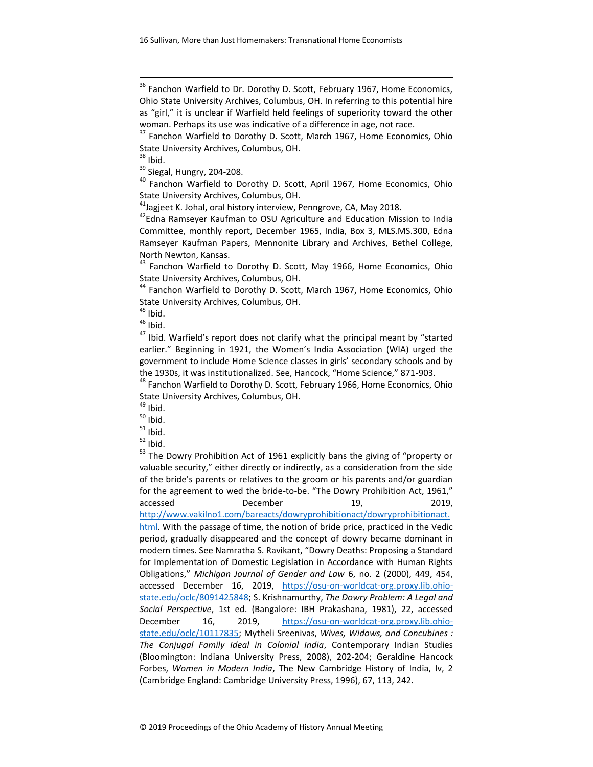[36] Fanchon Warfield to Dr. Dorothy D. Scott, February 1967, Home Economics, Ohio State University Archives, Columbus, OH. In referring to this potential hire as "girl," it is unclear if Warfield held feelings of superiority toward the other woman. Perhaps its use was indicative of a difference in age, not race.

[37] Fanchon Warfield to Dorothy D. Scott, March 1967, Home Economics, Ohio State University Archives, Columbus, OH.

[38] Ibid.

[39] Siegal, Hungry, 204-208.

[40] Fanchon Warfield to Dorothy D. Scott, April 1967, Home Economics, Ohio State University Archives, Columbus, OH.

[41] Jagjeet K. Johal, oral history interview, Penngrove, CA, May 2018.

[42] Edna Ramseyer Kaufman to OSU Agriculture and Education Mission to India Committee, monthly report, December 1965, India, Box 3, MLS.MS.300, Edna Ramseyer Kaufman Papers, Mennonite Library and Archives, Bethel College, North Newton, Kansas.

[43] Fanchon Warfield to Dorothy D. Scott, May 1966, Home Economics, Ohio State University Archives, Columbus, OH.

[44] Fanchon Warfield to Dorothy D. Scott, March 1967, Home Economics, Ohio State University Archives, Columbus, OH.

[45] Ibid.

[46] Ibid.

[47] Ibid. Warfield's report does not clarify what the principal meant by "started earlier." Beginning in 1921, the Women's India Association (WIA) urged the government to include Home Science classes in girls' secondary schools and by the 1930s, it was institutionalized. See, Hancock, "Home Science," 871-903.

[48] Fanchon Warfield to Dorothy D. Scott, February 1966, Home Economics, Ohio State University Archives, Columbus, OH.

[49] Ibid.

[50] Ibid.

[51] Ibid.

[52] Ibid.

[53] The Dowry Prohibition Act of 1961 explicitly bans the giving of "property or valuable security," either directly or indirectly, as a consideration from the side of the bride's parents or relatives to the groom or his parents and/or guardian for the agreement to wed the bride-to-be. "The Dowry Prohibition Act, 1961," accessed December 19, 2019, http://www.vakilno1.com/bareacts/dowryprohibitionact/dowryprohibitionact.html. With the passage of time, the notion of bride price, practiced in the Vedic period, gradually disappeared and the concept of dowry became dominant in modern times. See Namratha S. Ravikant, "Dowry Deaths: Proposing a Standard for Implementation of Domestic Legislation in Accordance with Human Rights Obligations," *Michigan Journal of Gender and Law* 6, no. 2 (2000), 449, 454, accessed December 16, 2019, https://osu-on-worldcat-org.proxy.lib.ohio-state.edu/oclc/8091425848; S. Krishnamurthy, *The Dowry Problem: A Legal and Social Perspective*, 1st ed. (Bangalore: IBH Prakashana, 1981), 22, accessed December 16, 2019, https://osu-on-worldcat-org.proxy.lib.ohio-state.edu/oclc/10117835; Mytheli Sreenivas, *Wives, Widows, and Concubines : The Conjugal Family Ideal in Colonial India*, Contemporary Indian Studies (Bloomington: Indiana University Press, 2008), 202-204; Geraldine Hancock Forbes, *Women in Modern India*, The New Cambridge History of India, Iv, 2 (Cambridge England: Cambridge University Press, 1996), 67, 113, 242.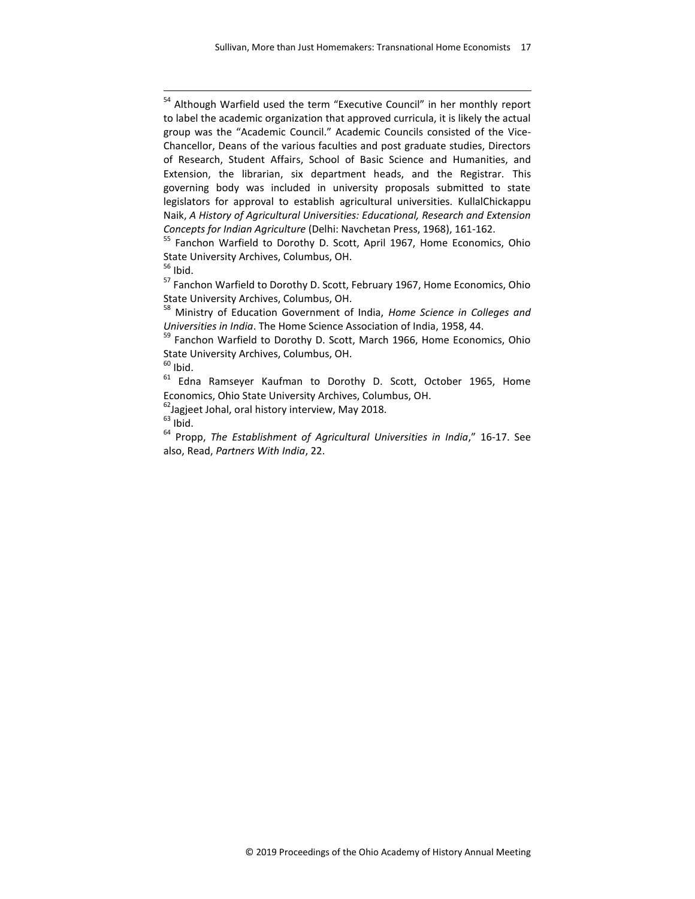[54] Although Warfield used the term "Executive Council" in her monthly report to label the academic organization that approved curricula, it is likely the actual group was the "Academic Council." Academic Councils consisted of the Vice-Chancellor, Deans of the various faculties and post graduate studies, Directors of Research, Student Affairs, School of Basic Science and Humanities, and Extension, the librarian, six department heads, and the Registrar. This governing body was included in university proposals submitted to state legislators for approval to establish agricultural universities. KullalChickappu Naik, *A History of Agricultural Universities: Educational, Research and Extension Concepts for Indian Agriculture* (Delhi: Navchetan Press, 1968), 161-162.

[55] Fanchon Warfield to Dorothy D. Scott, April 1967, Home Economics, Ohio State University Archives, Columbus, OH.

[56] Ibid.

[57] Fanchon Warfield to Dorothy D. Scott, February 1967, Home Economics, Ohio State University Archives, Columbus, OH.

[58] Ministry of Education Government of India, *Home Science in Colleges and Universities in India*. The Home Science Association of India, 1958, 44.

[59] Fanchon Warfield to Dorothy D. Scott, March 1966, Home Economics, Ohio State University Archives, Columbus, OH.

[60] Ibid.

[61] Edna Ramseyer Kaufman to Dorothy D. Scott, October 1965, Home Economics, Ohio State University Archives, Columbus, OH.

[62] Jagjeet Johal, oral history interview, May 2018.

[63] Ibid.

[64] Propp, *The Establishment of Agricultural Universities in India*," 16-17. See also, Read, *Partners With India*, 22.